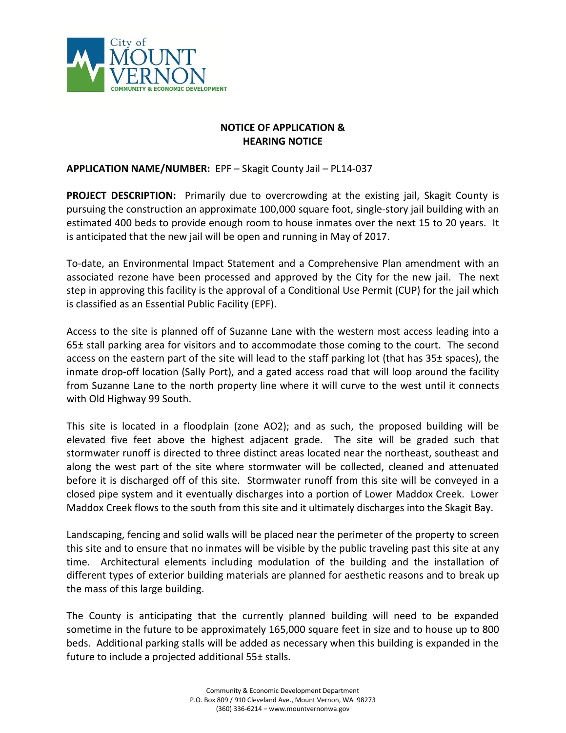City of MOUNT VERNON
COMMUNITY & ECONOMIC DEVELOPMENT

# NOTICE OF APPLICATION & HEARING NOTICE

**APPLICATION NAME/NUMBER:** EPF – Skagit County Jail – PL14-037

**PROJECT DESCRIPTION:** Primarily due to overcrowding at the existing jail, Skagit County is pursuing the construction an approximate 100,000 square foot, single-story jail building with an estimated 400 beds to provide enough room to house inmates over the next 15 to 20 years. It is anticipated that the new jail will be open and running in May of 2017.

To-date, an Environmental Impact Statement and a Comprehensive Plan amendment with an associated rezone have been processed and approved by the City for the new jail. The next step in approving this facility is the approval of a Conditional Use Permit (CUP) for the jail which is classified as an Essential Public Facility (EPF).

Access to the site is planned off of Suzanne Lane with the western most access leading into a 65± stall parking area for visitors and to accommodate those coming to the court. The second access on the eastern part of the site will lead to the staff parking lot (that has 35± spaces), the inmate drop-off location (Sally Port), and a gated access road that will loop around the facility from Suzanne Lane to the north property line where it will curve to the west until it connects with Old Highway 99 South.

This site is located in a floodplain (zone AO2); and as such, the proposed building will be elevated five feet above the highest adjacent grade. The site will be graded such that stormwater runoff is directed to three distinct areas located near the northeast, southeast and along the west part of the site where stormwater will be collected, cleaned and attenuated before it is discharged off of this site. Stormwater runoff from this site will be conveyed in a closed pipe system and it eventually discharges into a portion of Lower Maddox Creek. Lower Maddox Creek flows to the south from this site and it ultimately discharges into the Skagit Bay.

Landscaping, fencing and solid walls will be placed near the perimeter of the property to screen this site and to ensure that no inmates will be visible by the public traveling past this site at any time. Architectural elements including modulation of the building and the installation of different types of exterior building materials are planned for aesthetic reasons and to break up the mass of this large building.

The County is anticipating that the currently planned building will need to be expanded sometime in the future to be approximately 165,000 square feet in size and to house up to 800 beds. Additional parking stalls will be added as necessary when this building is expanded in the future to include a projected additional 55± stalls.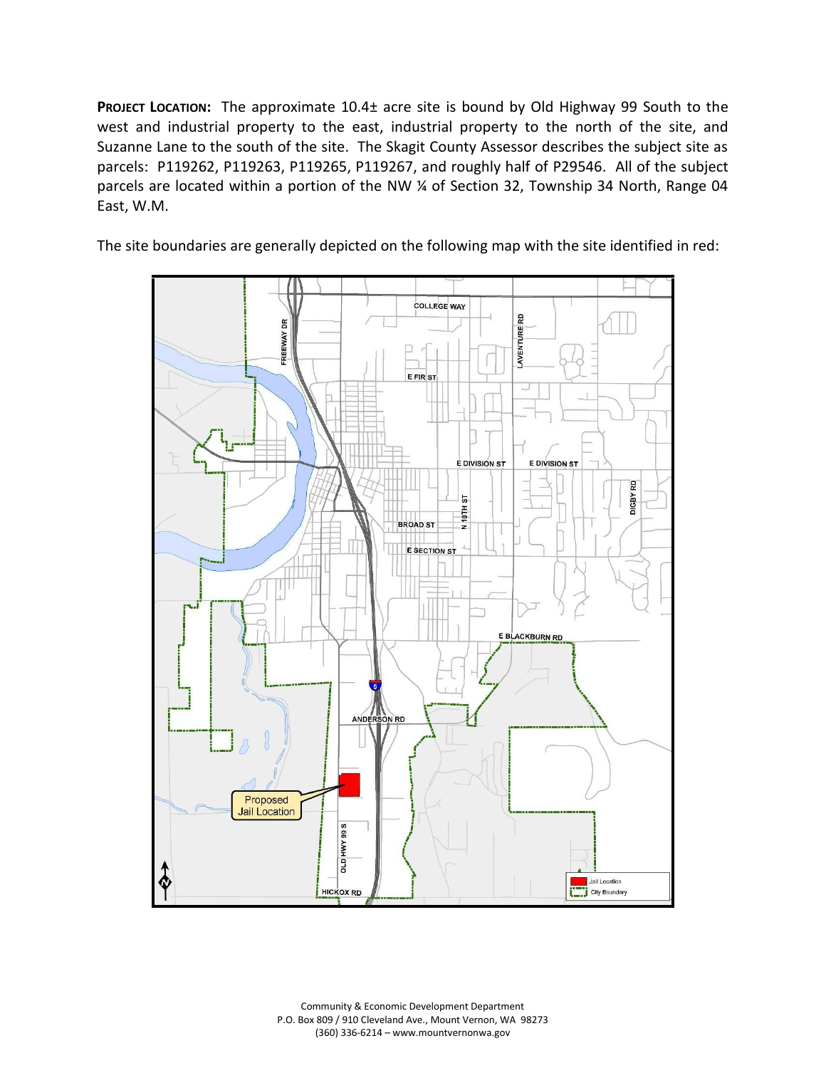**PROJECT LOCATION:** The approximate 10.4± acre site is bound by Old Highway 99 South to the west and industrial property to the east, industrial property to the north of the site, and Suzanne Lane to the south of the site. The Skagit County Assessor describes the subject site as parcels: P119262, P119263, P119265, P119267, and roughly half of P29546. All of the subject parcels are located within a portion of the NW ¼ of Section 32, Township 34 North, Range 04 East, W.M.

The site boundaries are generally depicted on the following map with the site identified in red:

Community & Economic Development Department
P.O. Box 809 / 910 Cleveland Ave., Mount Vernon, WA 98273
(360) 336-6214 – www.mountvernonwa.gov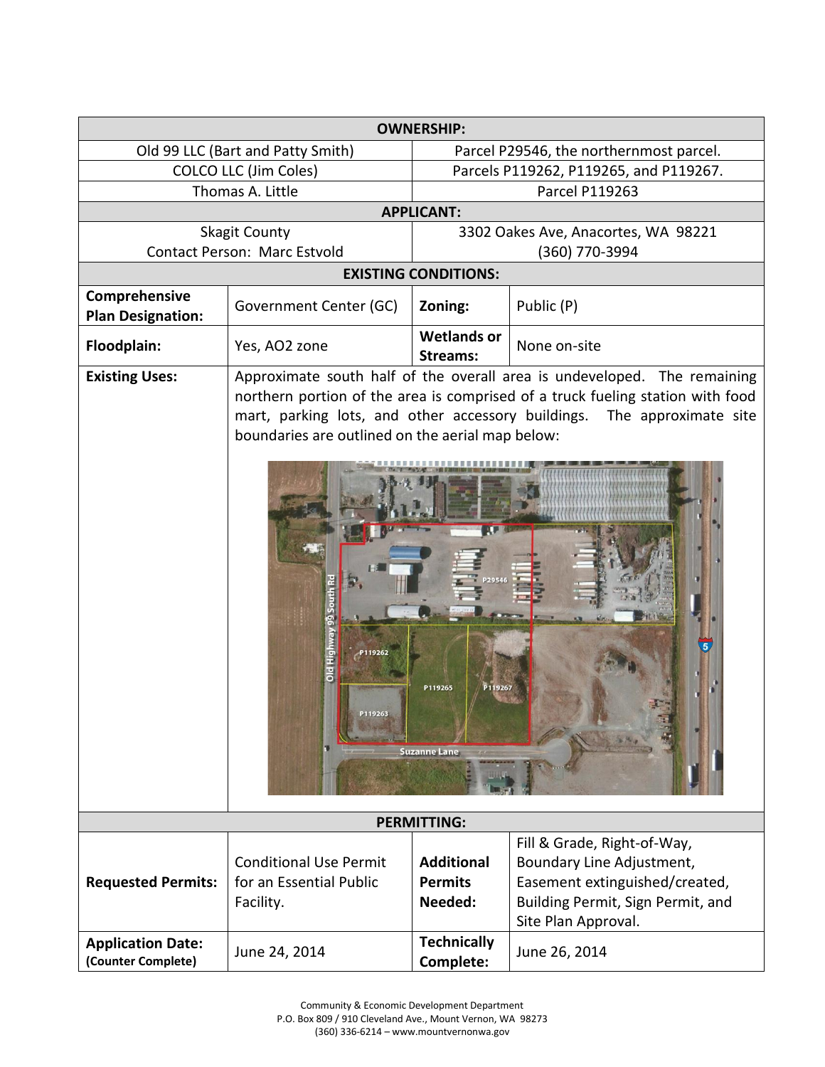| **OWNERSHIP:** | | | |
|---|---|---|---|
| Old 99 LLC (Bart and Patty Smith) | | Parcel P29546, the northernmost parcel. | |
| COLCO LLC (Jim Coles) | | Parcels P119262, P119265, and P119267. | |
| Thomas A. Little | | Parcel P119263 | |
| **APPLICANT:** | | | |
| Skagit County<br>Contact Person: Marc Estvold | | 3302 Oakes Ave, Anacortes, WA 98221<br>(360) 770-3994 | |
| **EXISTING CONDITIONS:** | | | |
| **Comprehensive Plan Designation:** | Government Center (GC) | **Zoning:** | Public (P) |
| **Floodplain:** | Yes, AO2 zone | **Wetlands or Streams:** | None on-site |
| **Existing Uses:** | Approximate south half of the overall area is undeveloped. The remaining northern portion of the area is comprised of a truck fueling station with food mart, parking lots, and other accessory buildings. The approximate site boundaries are outlined on the aerial map below: | | |
| **PERMITTING:** | | | |
| **Requested Permits:** | Conditional Use Permit for an Essential Public Facility. | **Additional Permits Needed:** | Fill & Grade, Right-of-Way, Boundary Line Adjustment, Easement extinguished/created, Building Permit, Sign Permit, and Site Plan Approval. |
| **Application Date:** (Counter Complete) | June 24, 2014 | **Technically Complete:** | June 26, 2014 |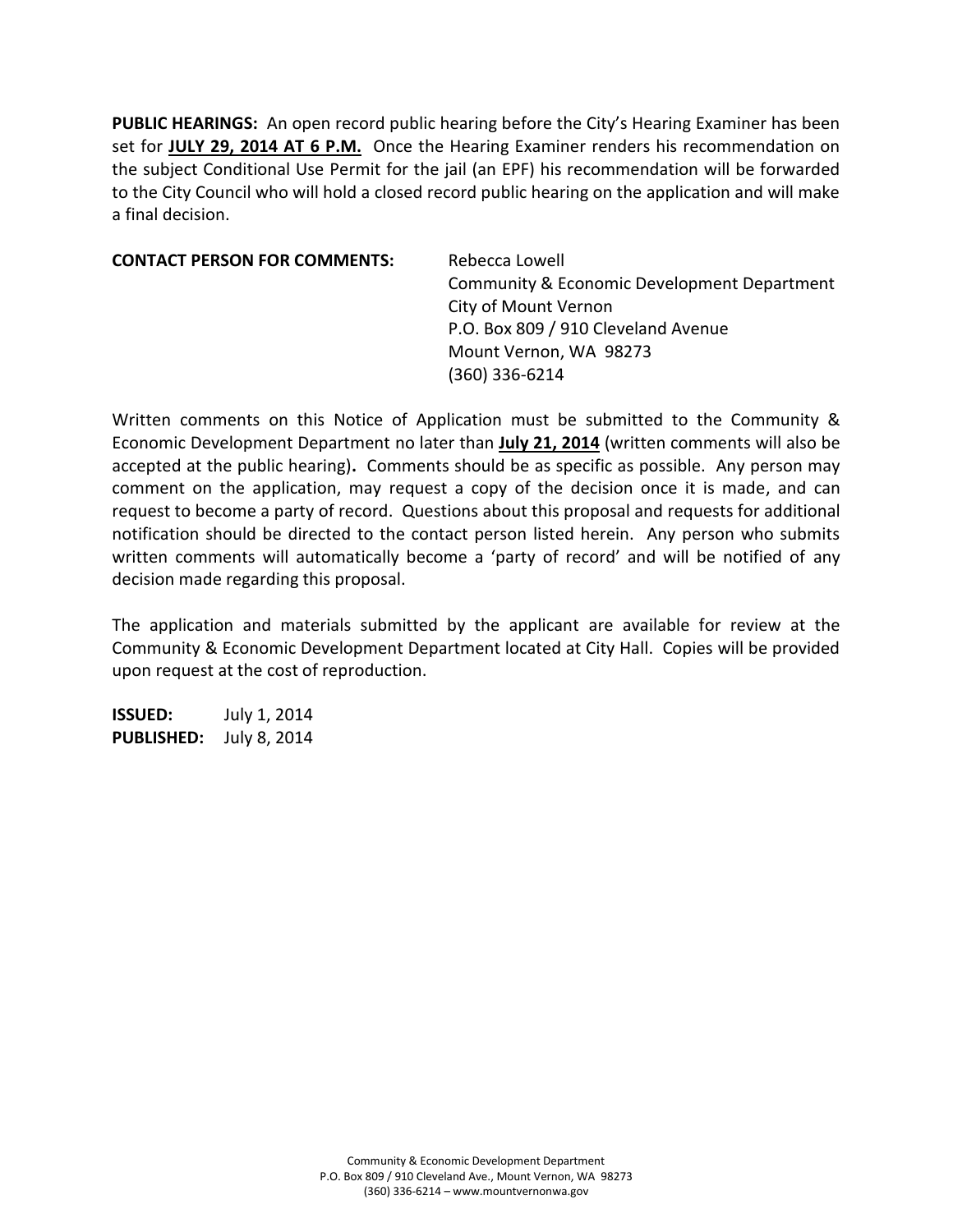**PUBLIC HEARINGS:** An open record public hearing before the City's Hearing Examiner has been set for **JULY 29, 2014 AT 6 P.M.** Once the Hearing Examiner renders his recommendation on the subject Conditional Use Permit for the jail (an EPF) his recommendation will be forwarded to the City Council who will hold a closed record public hearing on the application and will make a final decision.

**CONTACT PERSON FOR COMMENTS:**

Rebecca Lowell
Community & Economic Development Department
City of Mount Vernon
P.O. Box 809 / 910 Cleveland Avenue
Mount Vernon, WA 98273
(360) 336-6214

Written comments on this Notice of Application must be submitted to the Community & Economic Development Department no later than **July 21, 2014** (written comments will also be accepted at the public hearing)**.** Comments should be as specific as possible. Any person may comment on the application, may request a copy of the decision once it is made, and can request to become a party of record. Questions about this proposal and requests for additional notification should be directed to the contact person listed herein. Any person who submits written comments will automatically become a 'party of record' and will be notified of any decision made regarding this proposal.

The application and materials submitted by the applicant are available for review at the Community & Economic Development Department located at City Hall. Copies will be provided upon request at the cost of reproduction.

**ISSUED:** July 1, 2014
**PUBLISHED:** July 8, 2014